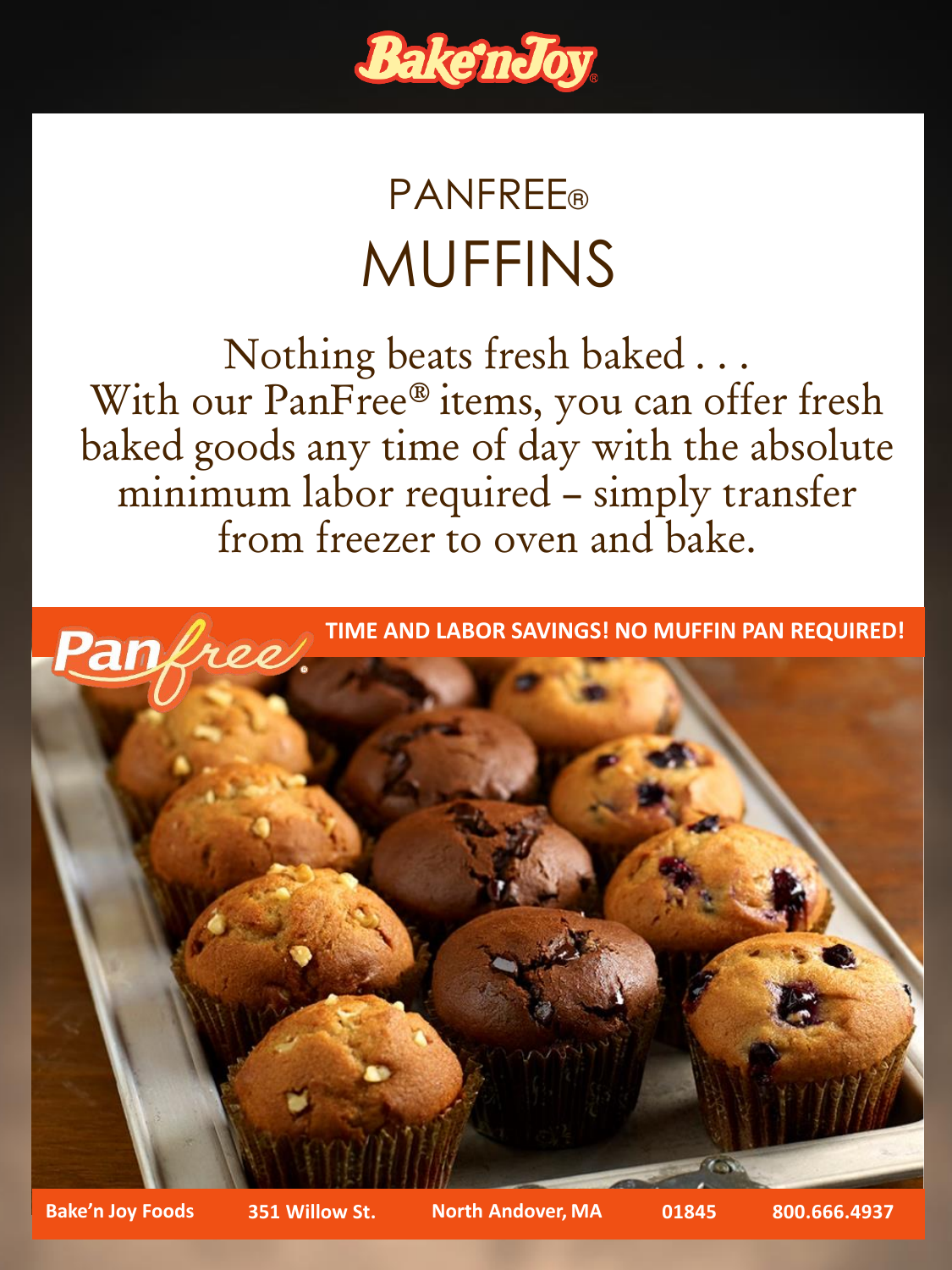Bake'n Joy

# PANFREE®
# MUFFINS

Nothing beats fresh baked . . .
With our PanFree® items, you can offer fresh baked goods any time of day with the absolute minimum labor required – simply transfer from freezer to oven and bake.

Panfree®

**TIME AND LABOR SAVINGS! NO MUFFIN PAN REQUIRED!**

**Bake'n Joy Foods** **351 Willow St.** **North Andover, MA** **01845** **800.666.4937**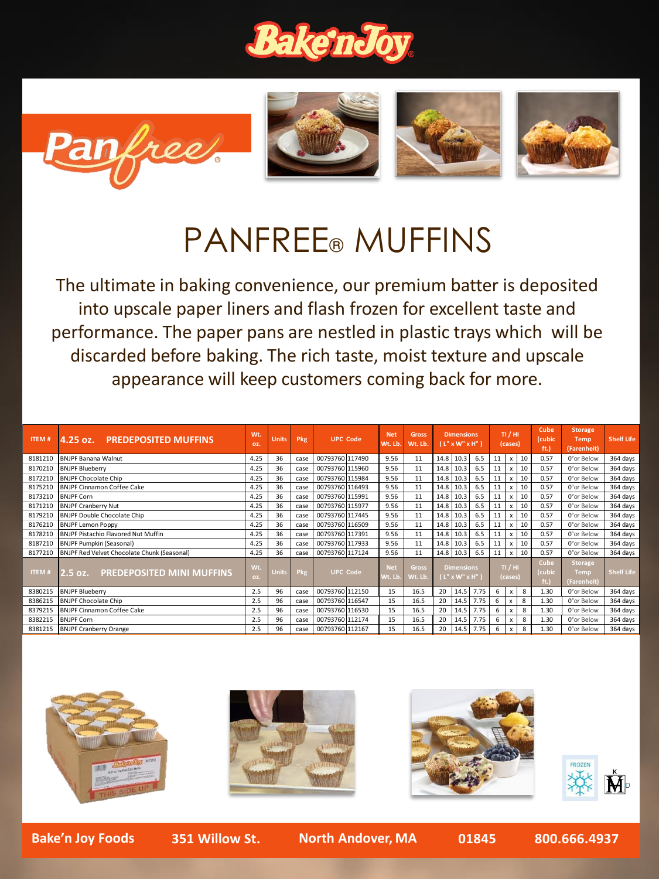# PANFREE® MUFFINS

The ultimate in baking convenience, our premium batter is deposited into upscale paper liners and flash frozen for excellent taste and performance. The paper pans are nestled in plastic trays which will be discarded before baking. The rich taste, moist texture and upscale appearance will keep customers coming back for more.

| ITEM # | 4.25 oz. PREDEPOSITED MUFFINS | Wt. oz. | Units | Pkg | UPC Code | | Net Wt. Lb. | Gross Wt. Lb. | Dimensions ( L" x W" x H" ) | | | TI / HI (cases) | | | Cube (cubic ft.) | Storage Temp (Farenheit) | Shelf Life |
|---|---|---|---|---|---|---|---|---|---|---|---|---|---|---|---|---|---|
| 8181210 | BNJPF Banana Walnut | 4.25 | 36 | case | 00793760 | 117490 | 9.56 | 11 | 14.8 | 10.3 | 6.5 | 11 | x | 10 | 0.57 | 0°or Below | 364 days |
| 8170210 | BNJPF Blueberry | 4.25 | 36 | case | 00793760 | 115960 | 9.56 | 11 | 14.8 | 10.3 | 6.5 | 11 | x | 10 | 0.57 | 0°or Below | 364 days |
| 8172210 | BNJPF Chocolate Chip | 4.25 | 36 | case | 00793760 | 115984 | 9.56 | 11 | 14.8 | 10.3 | 6.5 | 11 | x | 10 | 0.57 | 0°or Below | 364 days |
| 8175210 | BNJPF Cinnamon Coffee Cake | 4.25 | 36 | case | 00793760 | 116493 | 9.56 | 11 | 14.8 | 10.3 | 6.5 | 11 | x | 10 | 0.57 | 0°or Below | 364 days |
| 8173210 | BNJPF Corn | 4.25 | 36 | case | 00793760 | 115991 | 9.56 | 11 | 14.8 | 10.3 | 6.5 | 11 | x | 10 | 0.57 | 0°or Below | 364 days |
| 8171210 | BNJPF Cranberry Nut | 4.25 | 36 | case | 00793760 | 115977 | 9.56 | 11 | 14.8 | 10.3 | 6.5 | 11 | x | 10 | 0.57 | 0°or Below | 364 days |
| 8179210 | BNJPF Double Chocolate Chip | 4.25 | 36 | case | 00793760 | 117445 | 9.56 | 11 | 14.8 | 10.3 | 6.5 | 11 | x | 10 | 0.57 | 0°or Below | 364 days |
| 8176210 | BNJPF Lemon Poppy | 4.25 | 36 | case | 00793760 | 116509 | 9.56 | 11 | 14.8 | 10.3 | 6.5 | 11 | x | 10 | 0.57 | 0°or Below | 364 days |
| 8178210 | BNJPF Pistachio Flavored Nut Muffin | 4.25 | 36 | case | 00793760 | 117391 | 9.56 | 11 | 14.8 | 10.3 | 6.5 | 11 | x | 10 | 0.57 | 0°or Below | 364 days |
| 8187210 | BNJPF Pumpkin (Seasonal) | 4.25 | 36 | case | 00793760 | 117933 | 9.56 | 11 | 14.8 | 10.3 | 6.5 | 11 | x | 10 | 0.57 | 0°or Below | 364 days |
| 8177210 | BNJPF Red Velvet Chocolate Chunk (Seasonal) | 4.25 | 36 | case | 00793760 | 117124 | 9.56 | 11 | 14.8 | 10.3 | 6.5 | 11 | x | 10 | 0.57 | 0°or Below | 364 days |
| ITEM # | 2.5 oz. PREDEPOSITED MINI MUFFINS | Wt. oz. | Units | Pkg | UPC Code | | Net Wt. Lb. | Gross Wt. Lb. | Dimensions ( L" x W" x H" ) | | | TI / HI (cases) | | | Cube (cubic ft.) | Storage Temp (Farenheit) | Shelf Life |
| 8380215 | BNJPF Blueberry | 2.5 | 96 | case | 00793760 | 112150 | 15 | 16.5 | 20 | 14.5 | 7.75 | 6 | x | 8 | 1.30 | 0°or Below | 364 days |
| 8386215 | BNJPF Chocolate Chip | 2.5 | 96 | case | 00793760 | 116547 | 15 | 16.5 | 20 | 14.5 | 7.75 | 6 | x | 8 | 1.30 | 0°or Below | 364 days |
| 8379215 | BNJPF Cinnamon Coffee Cake | 2.5 | 96 | case | 00793760 | 116530 | 15 | 16.5 | 20 | 14.5 | 7.75 | 6 | x | 8 | 1.30 | 0°or Below | 364 days |
| 8382215 | BNJPF Corn | 2.5 | 96 | case | 00793760 | 112174 | 15 | 16.5 | 20 | 14.5 | 7.75 | 6 | x | 8 | 1.30 | 0°or Below | 364 days |
| 8381215 | BNJPF Cranberry Orange | 2.5 | 96 | case | 00793760 | 112167 | 15 | 16.5 | 20 | 14.5 | 7.75 | 6 | x | 8 | 1.30 | 0°or Below | 364 days |

**Bake'n Joy Foods** **351 Willow St.** **North Andover, MA** **01845** **800.666.4937**